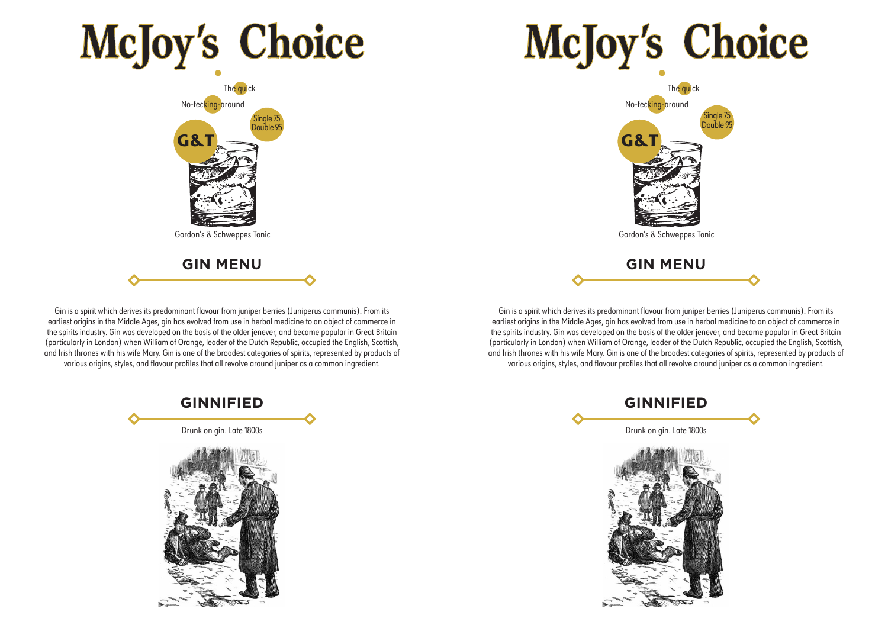# McJoy's Choice

The quick

No-fecking-around

**G&T**

Single 75
Double 95

Gordon's & Schweppes Tonic

## GIN MENU

Gin is a spirit which derives its predominant flavour from juniper berries (Juniperus communis). From its earliest origins in the Middle Ages, gin has evolved from use in herbal medicine to an object of commerce in the spirits industry. Gin was developed on the basis of the older jenever, and became popular in Great Britain (particularly in London) when William of Orange, leader of the Dutch Republic, occupied the English, Scottish, and Irish thrones with his wife Mary. Gin is one of the broadest categories of spirits, represented by products of various origins, styles, and flavour profiles that all revolve around juniper as a common ingredient.

## GINNIFIED

Drunk on gin. Late 1800s

# McJoy's Choice

The quick

No-fecking-around

**G&T**

Single 75
Double 95

Gordon's & Schweppes Tonic

## GIN MENU

Gin is a spirit which derives its predominant flavour from juniper berries (Juniperus communis). From its earliest origins in the Middle Ages, gin has evolved from use in herbal medicine to an object of commerce in the spirits industry. Gin was developed on the basis of the older jenever, and became popular in Great Britain (particularly in London) when William of Orange, leader of the Dutch Republic, occupied the English, Scottish, and Irish thrones with his wife Mary. Gin is one of the broadest categories of spirits, represented by products of various origins, styles, and flavour profiles that all revolve around juniper as a common ingredient.

## GINNIFIED

Drunk on gin. Late 1800s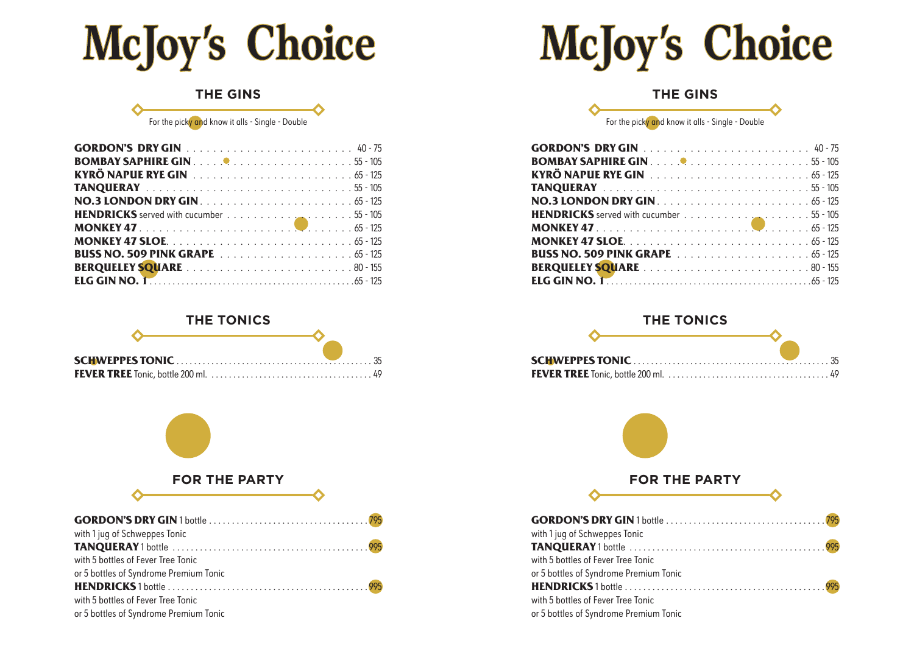# McJoy's Choice

## THE GINS

For the picky and know it alls - Single - Double

| | |
|---|---|
| **GORDON'S DRY GIN** | 40 - 75 |
| **BOMBAY SAPHIRE GIN** | 55 - 105 |
| **KYRÖ NAPUE RYE GIN** | 65 - 125 |
| **TANQUERAY** | 55 - 105 |
| **NO.3 LONDON DRY GIN** | 65 - 125 |
| **HENDRICKS** served with cucumber | 55 - 105 |
| **MONKEY 47** | 65 - 125 |
| **MONKEY 47 SLOE** | 65 - 125 |
| **BUSS NO. 509 PINK GRAPE** | 65 - 125 |
| **BERQUELEY SQUARE** | 80 - 155 |
| **ELG GIN NO. 1** | 65 - 125 |

## THE TONICS

| | |
|---|---|
| **SCHWEPPES TONIC** | 35 |
| **FEVER TREE** Tonic, bottle 200 ml. | 49 |

## FOR THE PARTY

**GORDON'S DRY GIN** 1 bottle ........ 795
with 1 jug of Schweppes Tonic

**TANQUERAY** 1 bottle ........ 995
with 5 bottles of Fever Tree Tonic
or 5 bottles of Syndrome Premium Tonic

**HENDRICKS** 1 bottle ........ 995
with 5 bottles of Fever Tree Tonic
or 5 bottles of Syndrome Premium Tonic

# McJoy's Choice

## THE GINS

For the picky and know it alls - Single - Double

| | |
|---|---|
| **GORDON'S DRY GIN** | 40 - 75 |
| **BOMBAY SAPHIRE GIN** | 55 - 105 |
| **KYRÖ NAPUE RYE GIN** | 65 - 125 |
| **TANQUERAY** | 55 - 105 |
| **NO.3 LONDON DRY GIN** | 65 - 125 |
| **HENDRICKS** served with cucumber | 55 - 105 |
| **MONKEY 47** | 65 - 125 |
| **MONKEY 47 SLOE** | 65 - 125 |
| **BUSS NO. 509 PINK GRAPE** | 65 - 125 |
| **BERQUELEY SQUARE** | 80 - 155 |
| **ELG GIN NO. 1** | 65 - 125 |

## THE TONICS

| | |
|---|---|
| **SCHWEPPES TONIC** | 35 |
| **FEVER TREE** Tonic, bottle 200 ml. | 49 |

## FOR THE PARTY

**GORDON'S DRY GIN** 1 bottle ........ 795
with 1 jug of Schweppes Tonic

**TANQUERAY** 1 bottle ........ 995
with 5 bottles of Fever Tree Tonic
or 5 bottles of Syndrome Premium Tonic

**HENDRICKS** 1 bottle ........ 995
with 5 bottles of Fever Tree Tonic
or 5 bottles of Syndrome Premium Tonic